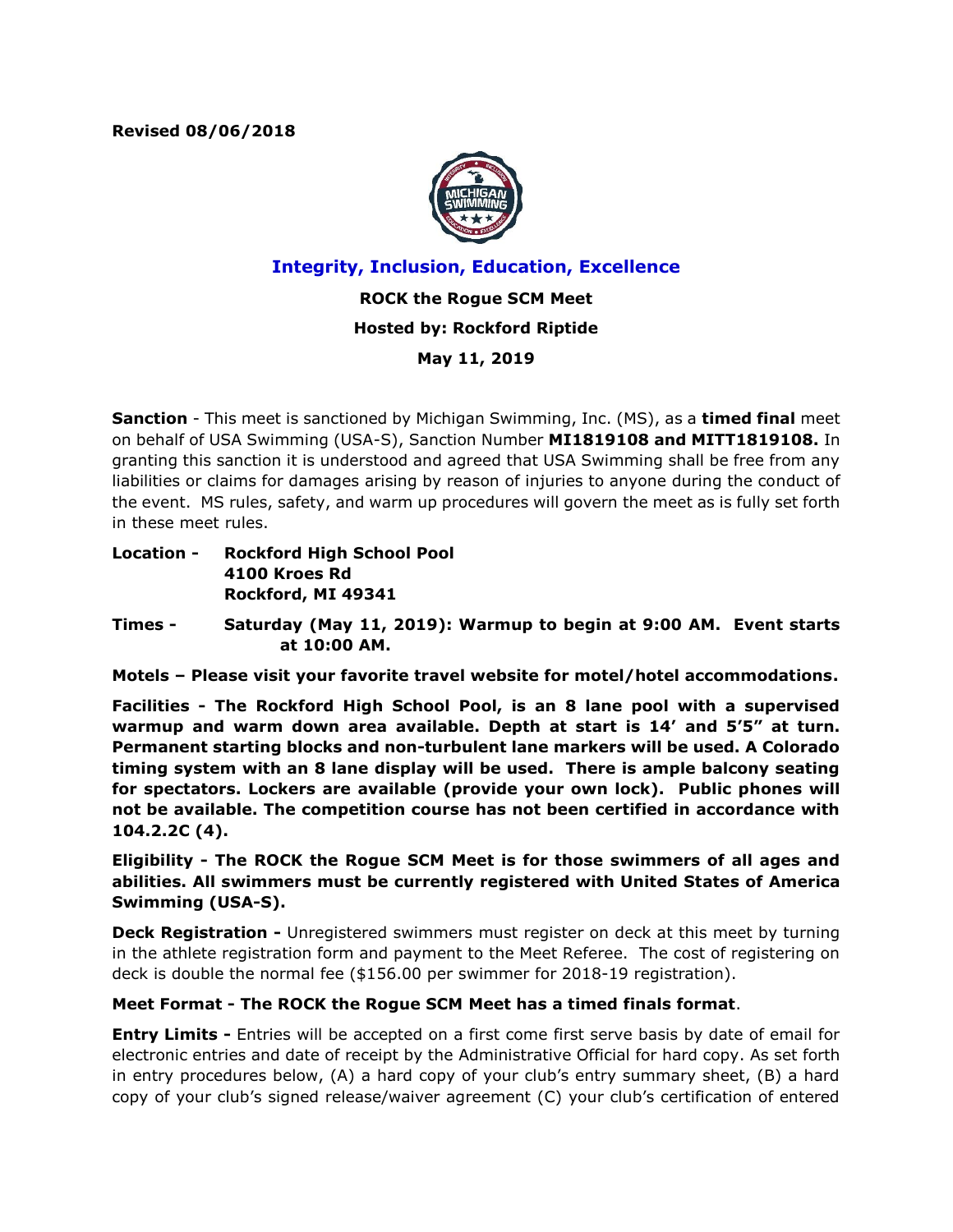**Revised 08/06/2018**

## Integrity, Inclusion, Education, Excellence

**ROCK the Rogue SCM Meet**

**Hosted by: Rockford Riptide**

**May 11, 2019**

**Sanction** - This meet is sanctioned by Michigan Swimming, Inc. (MS), as a **timed final** meet on behalf of USA Swimming (USA-S), Sanction Number **MI1819108 and MITT1819108.** In granting this sanction it is understood and agreed that USA Swimming shall be free from any liabilities or claims for damages arising by reason of injuries to anyone during the conduct of the event. MS rules, safety, and warm up procedures will govern the meet as is fully set forth in these meet rules.

**Location - Rockford High School Pool**
**4100 Kroes Rd**
**Rockford, MI 49341**

**Times - Saturday (May 11, 2019): Warmup to begin at 9:00 AM. Event starts at 10:00 AM.**

**Motels – Please visit your favorite travel website for motel/hotel accommodations.**

**Facilities - The Rockford High School Pool, is an 8 lane pool with a supervised warmup and warm down area available. Depth at start is 14' and 5'5" at turn. Permanent starting blocks and non-turbulent lane markers will be used. A Colorado timing system with an 8 lane display will be used. There is ample balcony seating for spectators. Lockers are available (provide your own lock). Public phones will not be available. The competition course has not been certified in accordance with 104.2.2C (4).**

**Eligibility - The ROCK the Rogue SCM Meet is for those swimmers of all ages and abilities. All swimmers must be currently registered with United States of America Swimming (USA-S).**

**Deck Registration -** Unregistered swimmers must register on deck at this meet by turning in the athlete registration form and payment to the Meet Referee. The cost of registering on deck is double the normal fee ($156.00 per swimmer for 2018-19 registration).

**Meet Format - The ROCK the Rogue SCM Meet has a timed finals format**.

**Entry Limits -** Entries will be accepted on a first come first serve basis by date of email for electronic entries and date of receipt by the Administrative Official for hard copy. As set forth in entry procedures below, (A) a hard copy of your club's entry summary sheet, (B) a hard copy of your club's signed release/waiver agreement (C) your club's certification of entered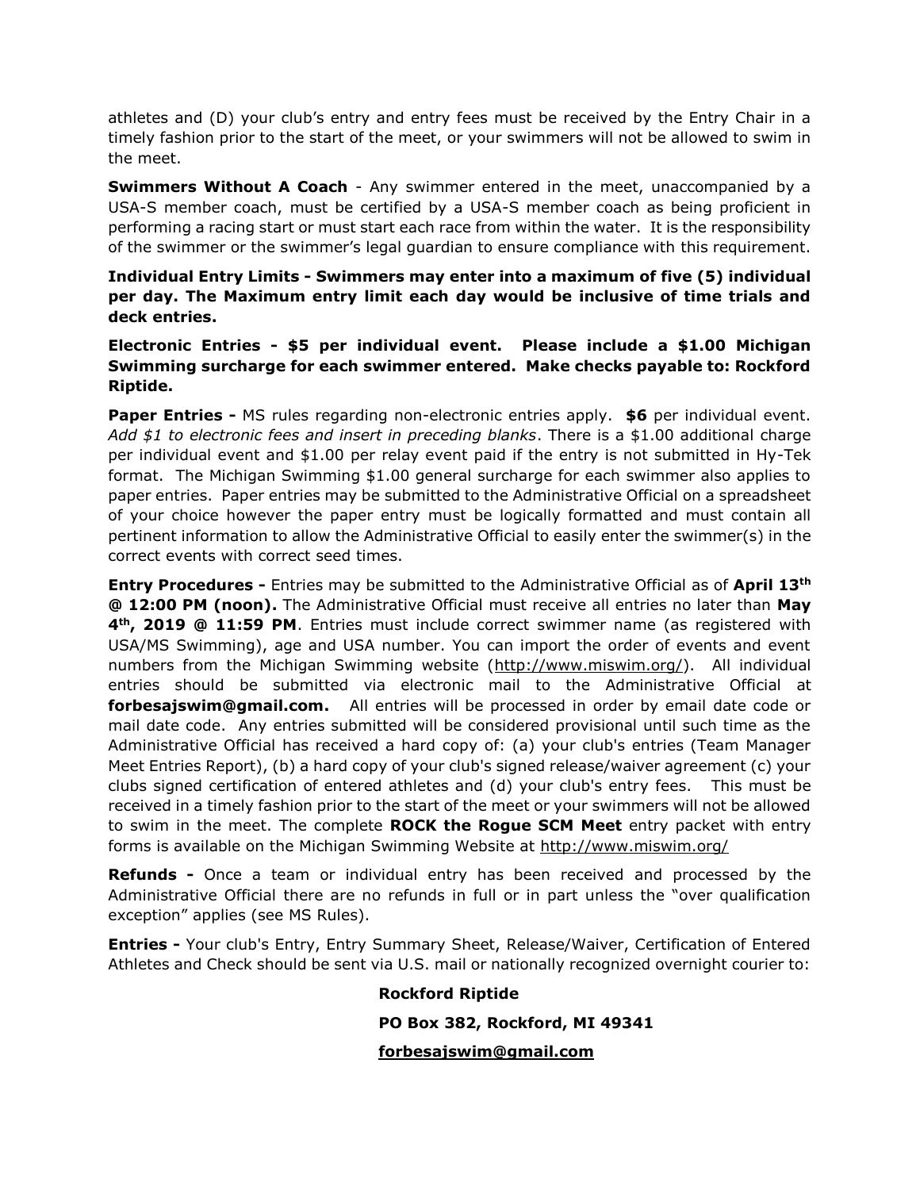athletes and (D) your club's entry and entry fees must be received by the Entry Chair in a timely fashion prior to the start of the meet, or your swimmers will not be allowed to swim in the meet.

**Swimmers Without A Coach** - Any swimmer entered in the meet, unaccompanied by a USA-S member coach, must be certified by a USA-S member coach as being proficient in performing a racing start or must start each race from within the water. It is the responsibility of the swimmer or the swimmer's legal guardian to ensure compliance with this requirement.

**Individual Entry Limits - Swimmers may enter into a maximum of five (5) individual per day. The Maximum entry limit each day would be inclusive of time trials and deck entries.**

**Electronic Entries - $5 per individual event. Please include a $1.00 Michigan Swimming surcharge for each swimmer entered. Make checks payable to: Rockford Riptide.**

**Paper Entries -** MS rules regarding non-electronic entries apply. **$6** per individual event. *Add $1 to electronic fees and insert in preceding blanks*. There is a $1.00 additional charge per individual event and $1.00 per relay event paid if the entry is not submitted in Hy-Tek format. The Michigan Swimming $1.00 general surcharge for each swimmer also applies to paper entries. Paper entries may be submitted to the Administrative Official on a spreadsheet of your choice however the paper entry must be logically formatted and must contain all pertinent information to allow the Administrative Official to easily enter the swimmer(s) in the correct events with correct seed times.

**Entry Procedures -** Entries may be submitted to the Administrative Official as of **April 13th @ 12:00 PM (noon).** The Administrative Official must receive all entries no later than **May 4th, 2019 @ 11:59 PM**. Entries must include correct swimmer name (as registered with USA/MS Swimming), age and USA number. You can import the order of events and event numbers from the Michigan Swimming website (http://www.miswim.org/). All individual entries should be submitted via electronic mail to the Administrative Official at **forbesajswim@gmail.com.** All entries will be processed in order by email date code or mail date code. Any entries submitted will be considered provisional until such time as the Administrative Official has received a hard copy of: (a) your club's entries (Team Manager Meet Entries Report), (b) a hard copy of your club's signed release/waiver agreement (c) your clubs signed certification of entered athletes and (d) your club's entry fees. This must be received in a timely fashion prior to the start of the meet or your swimmers will not be allowed to swim in the meet. The complete **ROCK the Rogue SCM Meet** entry packet with entry forms is available on the Michigan Swimming Website at http://www.miswim.org/

**Refunds -** Once a team or individual entry has been received and processed by the Administrative Official there are no refunds in full or in part unless the "over qualification exception" applies (see MS Rules).

**Entries -** Your club's Entry, Entry Summary Sheet, Release/Waiver, Certification of Entered Athletes and Check should be sent via U.S. mail or nationally recognized overnight courier to:

**Rockford Riptide**

**PO Box 382, Rockford, MI 49341**

**forbesajswim@gmail.com**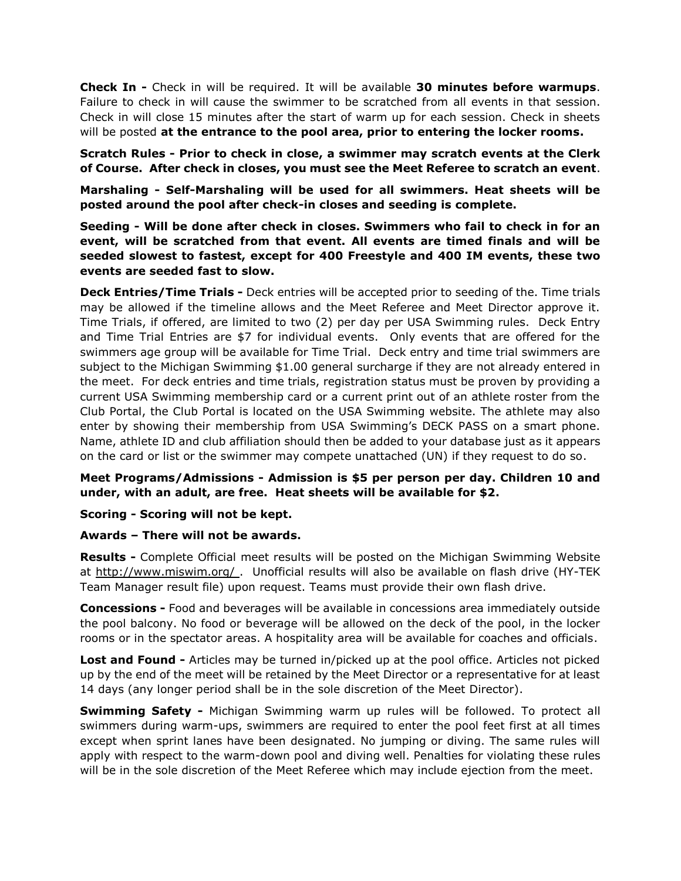**Check In -** Check in will be required. It will be available **30 minutes before warmups**. Failure to check in will cause the swimmer to be scratched from all events in that session. Check in will close 15 minutes after the start of warm up for each session. Check in sheets will be posted **at the entrance to the pool area, prior to entering the locker rooms.**

**Scratch Rules - Prior to check in close, a swimmer may scratch events at the Clerk of Course. After check in closes, you must see the Meet Referee to scratch an event**.

**Marshaling - Self-Marshaling will be used for all swimmers. Heat sheets will be posted around the pool after check-in closes and seeding is complete.**

**Seeding - Will be done after check in closes. Swimmers who fail to check in for an event, will be scratched from that event. All events are timed finals and will be seeded slowest to fastest, except for 400 Freestyle and 400 IM events, these two events are seeded fast to slow.**

**Deck Entries/Time Trials -** Deck entries will be accepted prior to seeding of the. Time trials may be allowed if the timeline allows and the Meet Referee and Meet Director approve it. Time Trials, if offered, are limited to two (2) per day per USA Swimming rules. Deck Entry and Time Trial Entries are $7 for individual events. Only events that are offered for the swimmers age group will be available for Time Trial. Deck entry and time trial swimmers are subject to the Michigan Swimming $1.00 general surcharge if they are not already entered in the meet. For deck entries and time trials, registration status must be proven by providing a current USA Swimming membership card or a current print out of an athlete roster from the Club Portal, the Club Portal is located on the USA Swimming website. The athlete may also enter by showing their membership from USA Swimming's DECK PASS on a smart phone. Name, athlete ID and club affiliation should then be added to your database just as it appears on the card or list or the swimmer may compete unattached (UN) if they request to do so.

**Meet Programs/Admissions - Admission is $5 per person per day. Children 10 and under, with an adult, are free. Heat sheets will be available for $2.**

**Scoring - Scoring will not be kept.**

**Awards – There will not be awards.**

**Results -** Complete Official meet results will be posted on the Michigan Swimming Website at http://www.miswim.org/ . Unofficial results will also be available on flash drive (HY-TEK Team Manager result file) upon request. Teams must provide their own flash drive.

**Concessions -** Food and beverages will be available in concessions area immediately outside the pool balcony. No food or beverage will be allowed on the deck of the pool, in the locker rooms or in the spectator areas. A hospitality area will be available for coaches and officials.

**Lost and Found -** Articles may be turned in/picked up at the pool office. Articles not picked up by the end of the meet will be retained by the Meet Director or a representative for at least 14 days (any longer period shall be in the sole discretion of the Meet Director).

**Swimming Safety -** Michigan Swimming warm up rules will be followed. To protect all swimmers during warm-ups, swimmers are required to enter the pool feet first at all times except when sprint lanes have been designated. No jumping or diving. The same rules will apply with respect to the warm-down pool and diving well. Penalties for violating these rules will be in the sole discretion of the Meet Referee which may include ejection from the meet.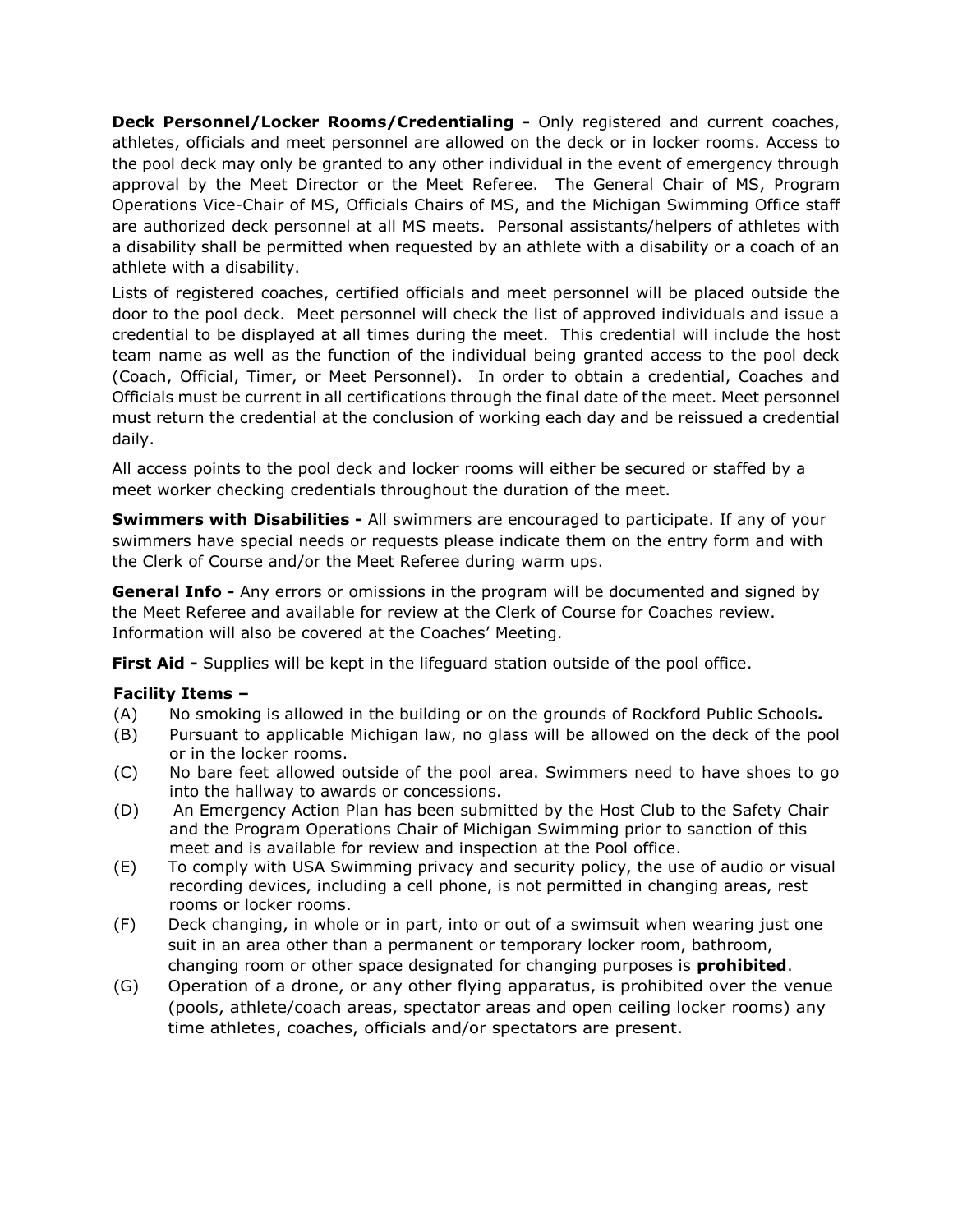**Deck Personnel/Locker Rooms/Credentialing -** Only registered and current coaches, athletes, officials and meet personnel are allowed on the deck or in locker rooms. Access to the pool deck may only be granted to any other individual in the event of emergency through approval by the Meet Director or the Meet Referee. The General Chair of MS, Program Operations Vice-Chair of MS, Officials Chairs of MS, and the Michigan Swimming Office staff are authorized deck personnel at all MS meets. Personal assistants/helpers of athletes with a disability shall be permitted when requested by an athlete with a disability or a coach of an athlete with a disability.

Lists of registered coaches, certified officials and meet personnel will be placed outside the door to the pool deck. Meet personnel will check the list of approved individuals and issue a credential to be displayed at all times during the meet. This credential will include the host team name as well as the function of the individual being granted access to the pool deck (Coach, Official, Timer, or Meet Personnel). In order to obtain a credential, Coaches and Officials must be current in all certifications through the final date of the meet. Meet personnel must return the credential at the conclusion of working each day and be reissued a credential daily.

All access points to the pool deck and locker rooms will either be secured or staffed by a meet worker checking credentials throughout the duration of the meet.

**Swimmers with Disabilities -** All swimmers are encouraged to participate. If any of your swimmers have special needs or requests please indicate them on the entry form and with the Clerk of Course and/or the Meet Referee during warm ups.

**General Info -** Any errors or omissions in the program will be documented and signed by the Meet Referee and available for review at the Clerk of Course for Coaches review. Information will also be covered at the Coaches' Meeting.

**First Aid -** Supplies will be kept in the lifeguard station outside of the pool office.

**Facility Items –**

(A) No smoking is allowed in the building or on the grounds of Rockford Public Schools*.*

(B) Pursuant to applicable Michigan law, no glass will be allowed on the deck of the pool or in the locker rooms.

(C) No bare feet allowed outside of the pool area. Swimmers need to have shoes to go into the hallway to awards or concessions.

(D) An Emergency Action Plan has been submitted by the Host Club to the Safety Chair and the Program Operations Chair of Michigan Swimming prior to sanction of this meet and is available for review and inspection at the Pool office.

(E) To comply with USA Swimming privacy and security policy, the use of audio or visual recording devices, including a cell phone, is not permitted in changing areas, rest rooms or locker rooms.

(F) Deck changing, in whole or in part, into or out of a swimsuit when wearing just one suit in an area other than a permanent or temporary locker room, bathroom, changing room or other space designated for changing purposes is **prohibited**.

(G) Operation of a drone, or any other flying apparatus, is prohibited over the venue (pools, athlete/coach areas, spectator areas and open ceiling locker rooms) any time athletes, coaches, officials and/or spectators are present.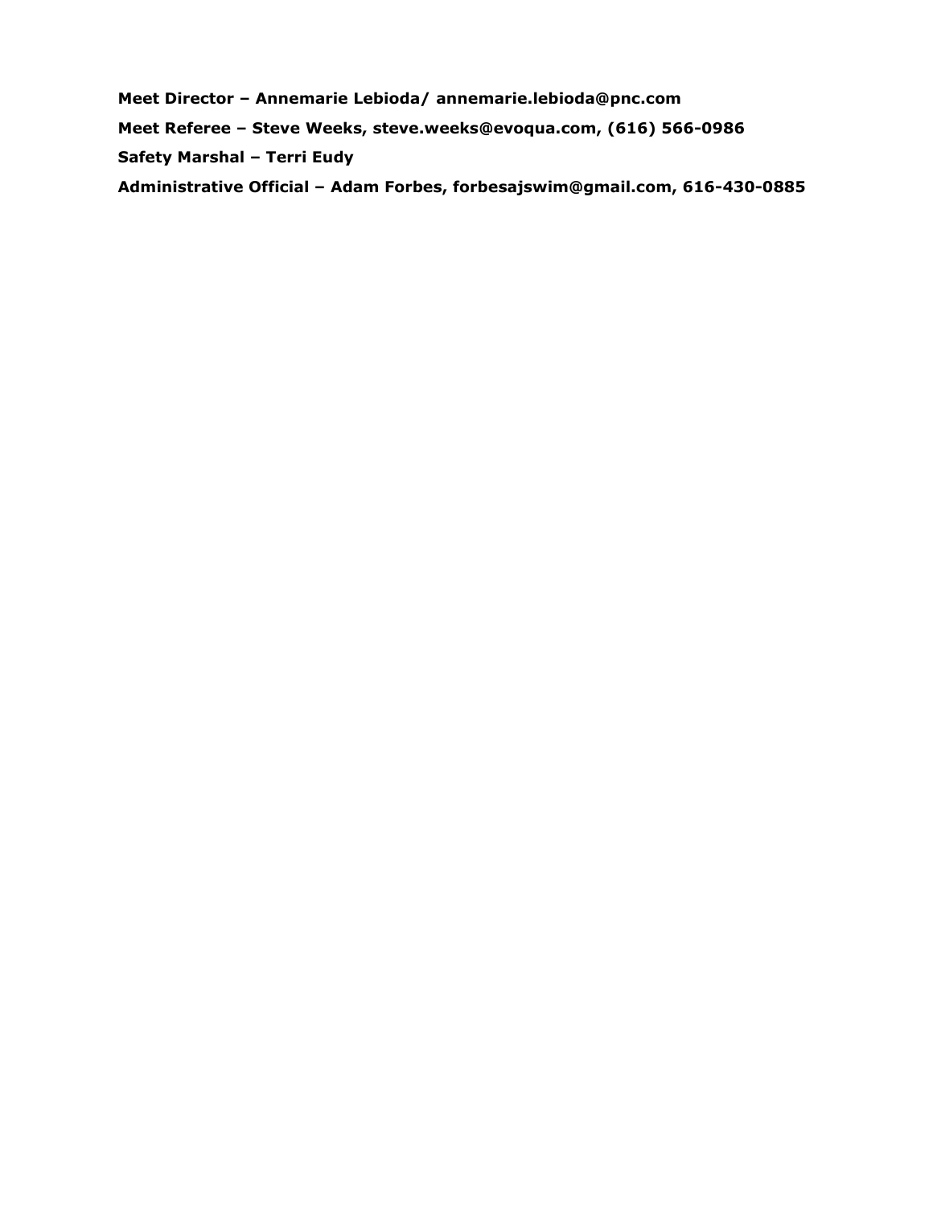**Meet Director – Annemarie Lebioda/ annemarie.lebioda@pnc.com**

**Meet Referee – Steve Weeks, steve.weeks@evoqua.com, (616) 566-0986**

**Safety Marshal – Terri Eudy**

**Administrative Official – Adam Forbes, forbesajswim@gmail.com, 616-430-0885**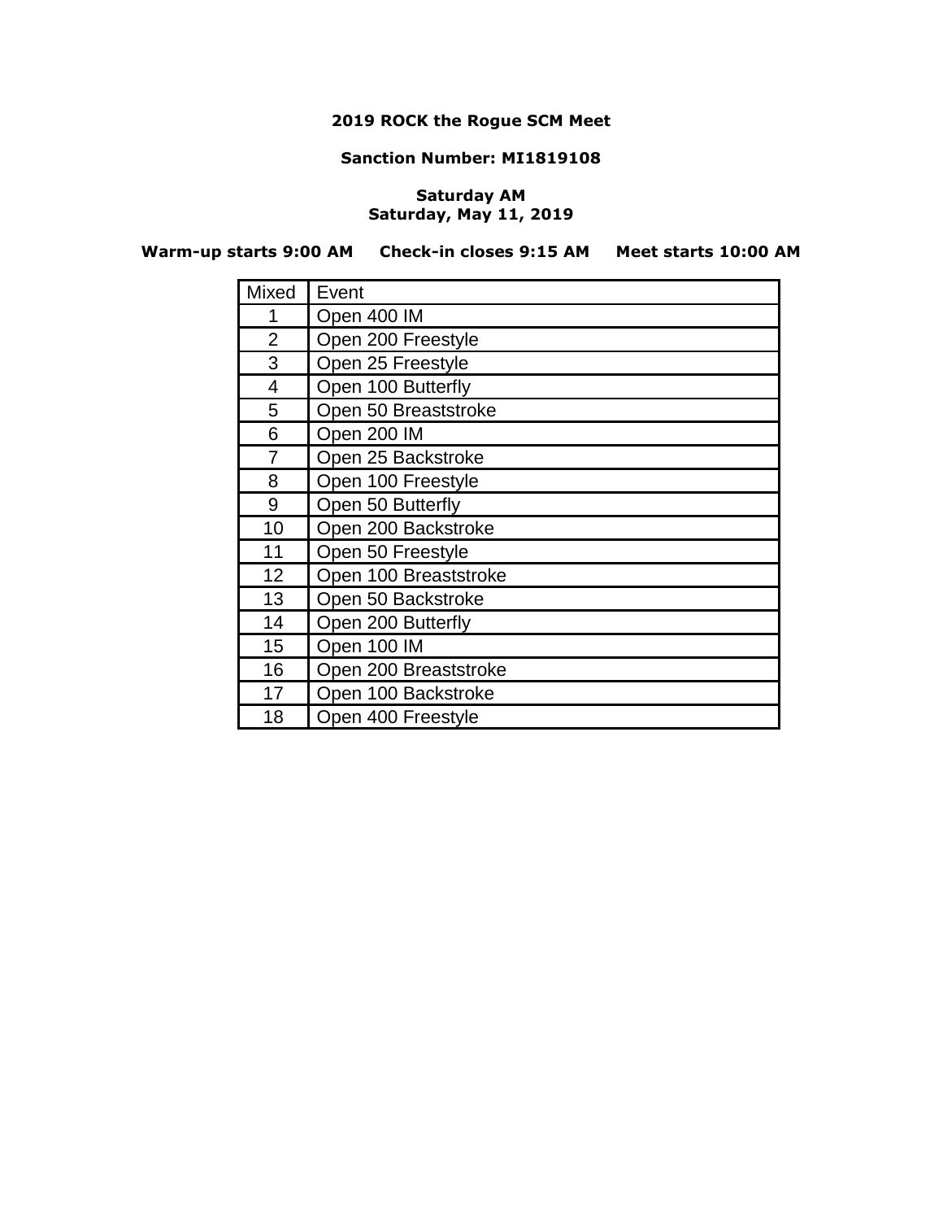**2019 ROCK the Rogue SCM Meet**

**Sanction Number: MI1819108**

**Saturday AM**
**Saturday, May 11, 2019**

**Warm-up starts 9:00 AM     Check-in closes 9:15 AM     Meet starts 10:00 AM**

| Mixed | Event |
|---|---|
| 1 | Open 400 IM |
| 2 | Open 200 Freestyle |
| 3 | Open 25 Freestyle |
| 4 | Open 100 Butterfly |
| 5 | Open 50 Breaststroke |
| 6 | Open 200 IM |
| 7 | Open 25 Backstroke |
| 8 | Open 100 Freestyle |
| 9 | Open 50 Butterfly |
| 10 | Open 200 Backstroke |
| 11 | Open 50 Freestyle |
| 12 | Open 100 Breaststroke |
| 13 | Open 50 Backstroke |
| 14 | Open 200 Butterfly |
| 15 | Open 100 IM |
| 16 | Open 200 Breaststroke |
| 17 | Open 100 Backstroke |
| 18 | Open 400 Freestyle |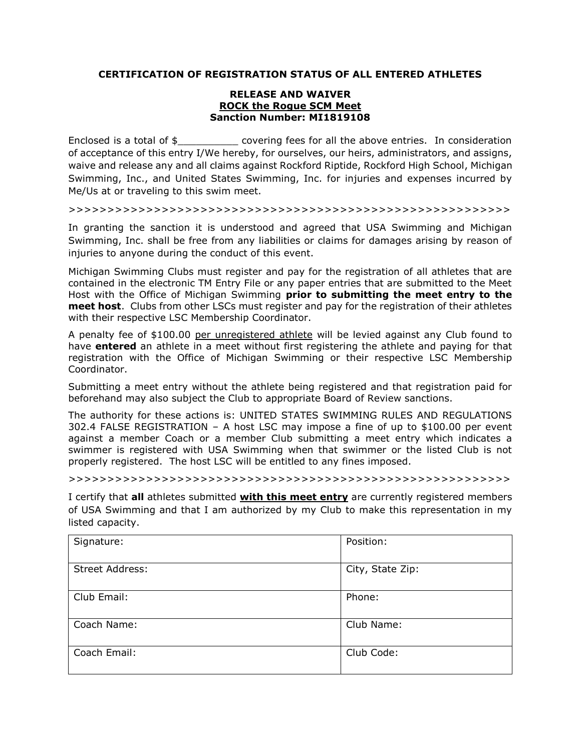**CERTIFICATION OF REGISTRATION STATUS OF ALL ENTERED ATHLETES**

**RELEASE AND WAIVER**
**<u>ROCK the Rogue SCM Meet</u>**
**Sanction Number: MI1819108**

Enclosed is a total of $__________ covering fees for all the above entries. In consideration of acceptance of this entry I/We hereby, for ourselves, our heirs, administrators, and assigns, waive and release any and all claims against Rockford Riptide, Rockford High School, Michigan Swimming, Inc., and United States Swimming, Inc. for injuries and expenses incurred by Me/Us at or traveling to this swim meet.

>>>>>>>>>>>>>>>>>>>>>>>>>>>>>>>>>>>>>>>>>>>>>>>>>>>>>>>>

In granting the sanction it is understood and agreed that USA Swimming and Michigan Swimming, Inc. shall be free from any liabilities or claims for damages arising by reason of injuries to anyone during the conduct of this event.

Michigan Swimming Clubs must register and pay for the registration of all athletes that are contained in the electronic TM Entry File or any paper entries that are submitted to the Meet Host with the Office of Michigan Swimming **prior to submitting the meet entry to the meet host**. Clubs from other LSCs must register and pay for the registration of their athletes with their respective LSC Membership Coordinator.

A penalty fee of $100.00 <u>per unregistered athlete</u> will be levied against any Club found to have **entered** an athlete in a meet without first registering the athlete and paying for that registration with the Office of Michigan Swimming or their respective LSC Membership Coordinator.

Submitting a meet entry without the athlete being registered and that registration paid for beforehand may also subject the Club to appropriate Board of Review sanctions.

The authority for these actions is: UNITED STATES SWIMMING RULES AND REGULATIONS 302.4 FALSE REGISTRATION – A host LSC may impose a fine of up to $100.00 per event against a member Coach or a member Club submitting a meet entry which indicates a swimmer is registered with USA Swimming when that swimmer or the listed Club is not properly registered. The host LSC will be entitled to any fines imposed.

>>>>>>>>>>>>>>>>>>>>>>>>>>>>>>>>>>>>>>>>>>>>>>>>>>>>>>>>

I certify that **all** athletes submitted **<u>with this meet entry</u>** are currently registered members of USA Swimming and that I am authorized by my Club to make this representation in my listed capacity.

| Signature: | Position: |
|---|---|
| Street Address: | City, State Zip: |
| Club Email: | Phone: |
| Coach Name: | Club Name: |
| Coach Email: | Club Code: |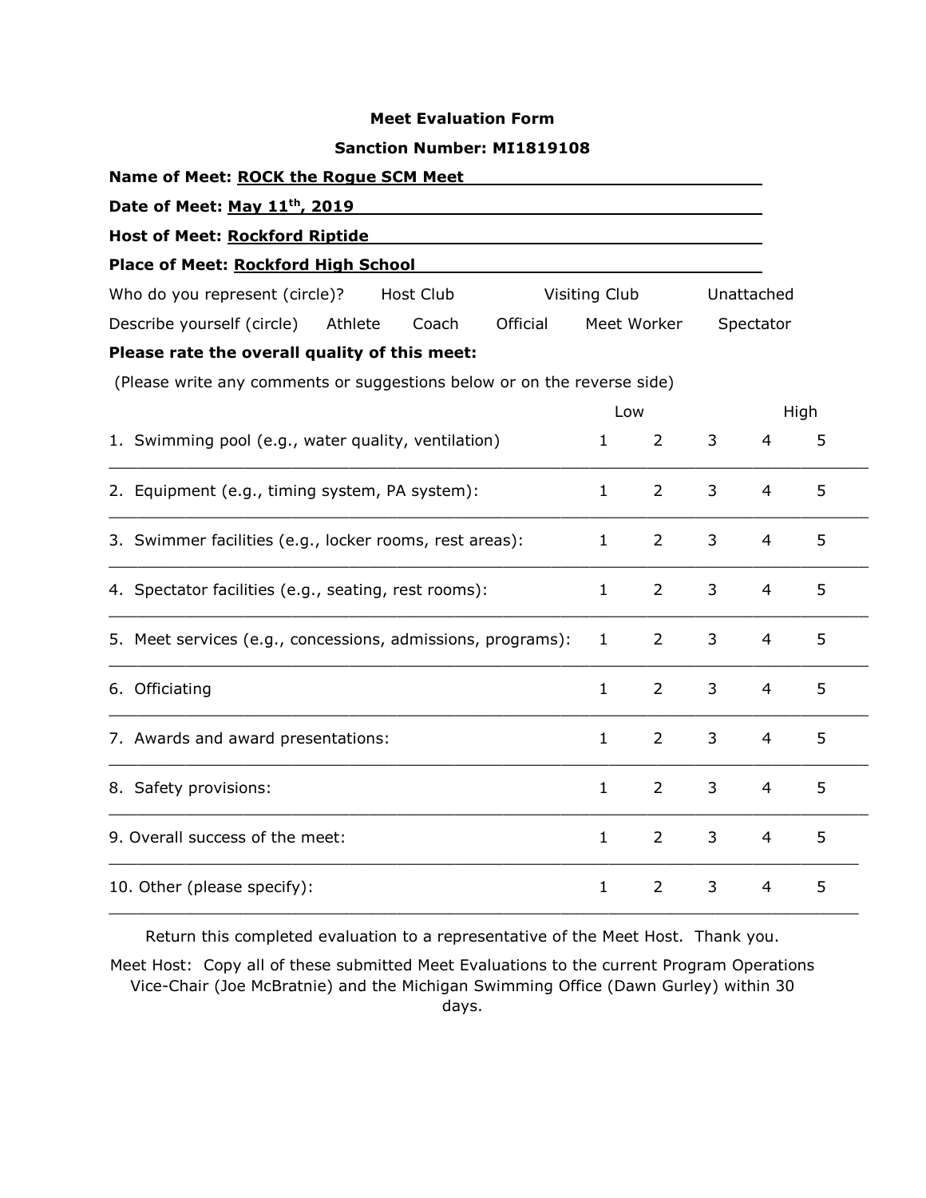**Meet Evaluation Form**

**Sanction Number: MI1819108**

**Name of Meet: ROCK the Rogue SCM Meet**

**Date of Meet: May 11th, 2019**

**Host of Meet: Rockford Riptide**

**Place of Meet: Rockford High School**

Who do you represent (circle)? Host Club Visiting Club Unattached

Describe yourself (circle) Athlete Coach Official Meet Worker Spectator

**Please rate the overall quality of this meet:**

(Please write any comments or suggestions below or on the reverse side)

| | Low | | | | High |
|---|---|---|---|---|---|
| 1. Swimming pool (e.g., water quality, ventilation) | 1 | 2 | 3 | 4 | 5 |
| 2. Equipment (e.g., timing system, PA system): | 1 | 2 | 3 | 4 | 5 |
| 3. Swimmer facilities (e.g., locker rooms, rest areas): | 1 | 2 | 3 | 4 | 5 |
| 4. Spectator facilities (e.g., seating, rest rooms): | 1 | 2 | 3 | 4 | 5 |
| 5. Meet services (e.g., concessions, admissions, programs): | 1 | 2 | 3 | 4 | 5 |
| 6. Officiating | 1 | 2 | 3 | 4 | 5 |
| 7. Awards and award presentations: | 1 | 2 | 3 | 4 | 5 |
| 8. Safety provisions: | 1 | 2 | 3 | 4 | 5 |
| 9. Overall success of the meet: | 1 | 2 | 3 | 4 | 5 |
| 10. Other (please specify): | 1 | 2 | 3 | 4 | 5 |

Return this completed evaluation to a representative of the Meet Host. Thank you.

Meet Host: Copy all of these submitted Meet Evaluations to the current Program Operations Vice-Chair (Joe McBratnie) and the Michigan Swimming Office (Dawn Gurley) within 30 days.